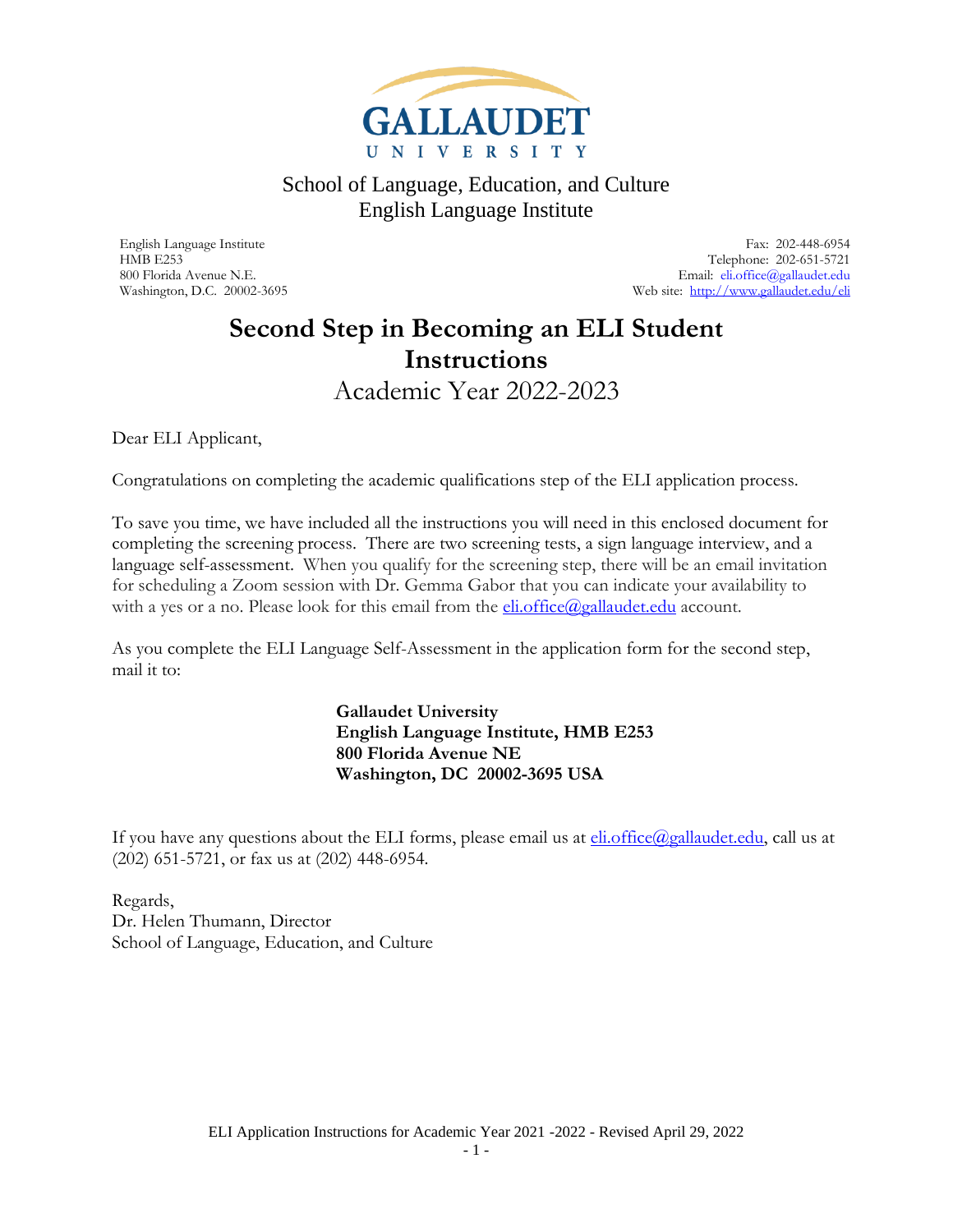GALLAUDET UNIVERSITY

School of Language, Education, and Culture
English Language Institute

English Language Institute
HMB E253
800 Florida Avenue N.E.
Washington, D.C. 20002-3695

Fax: 202-448-6954
Telephone: 202-651-5721
Email: eli.office@gallaudet.edu
Web site: http://www.gallaudet.edu/eli

# Second Step in Becoming an ELI Student Instructions

## Academic Year 2022-2023

Dear ELI Applicant,

Congratulations on completing the academic qualifications step of the ELI application process.

To save you time, we have included all the instructions you will need in this enclosed document for completing the screening process. There are two screening tests, a sign language interview, and a language self-assessment. When you qualify for the screening step, there will be an email invitation for scheduling a Zoom session with Dr. Gemma Gabor that you can indicate your availability to with a yes or a no. Please look for this email from the eli.office@gallaudet.edu account.

As you complete the ELI Language Self-Assessment in the application form for the second step, mail it to:

**Gallaudet University**
**English Language Institute, HMB E253**
**800 Florida Avenue NE**
**Washington, DC 20002-3695 USA**

If you have any questions about the ELI forms, please email us at eli.office@gallaudet.edu, call us at (202) 651-5721, or fax us at (202) 448-6954.

Regards,
Dr. Helen Thumann, Director
School of Language, Education, and Culture

ELI Application Instructions for Academic Year 2021 -2022 - Revised April 29, 2022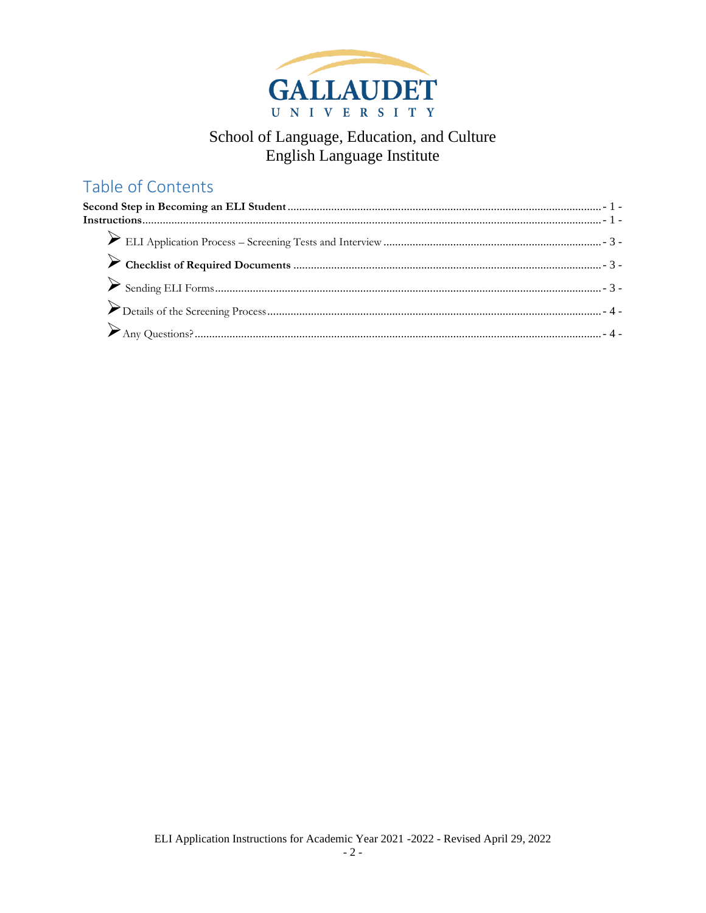School of Language, Education, and Culture
English Language Institute

## Table of Contents

**Second Step in Becoming an ELI Student** ........ - 1 -
**Instructions** ........ - 1 -

- ELI Application Process – Screening Tests and Interview ........ - 3 -
- **Checklist of Required Documents** ........ - 3 -
- Sending ELI Forms ........ - 3 -
- Details of the Screening Process ........ - 4 -
- Any Questions? ........ - 4 -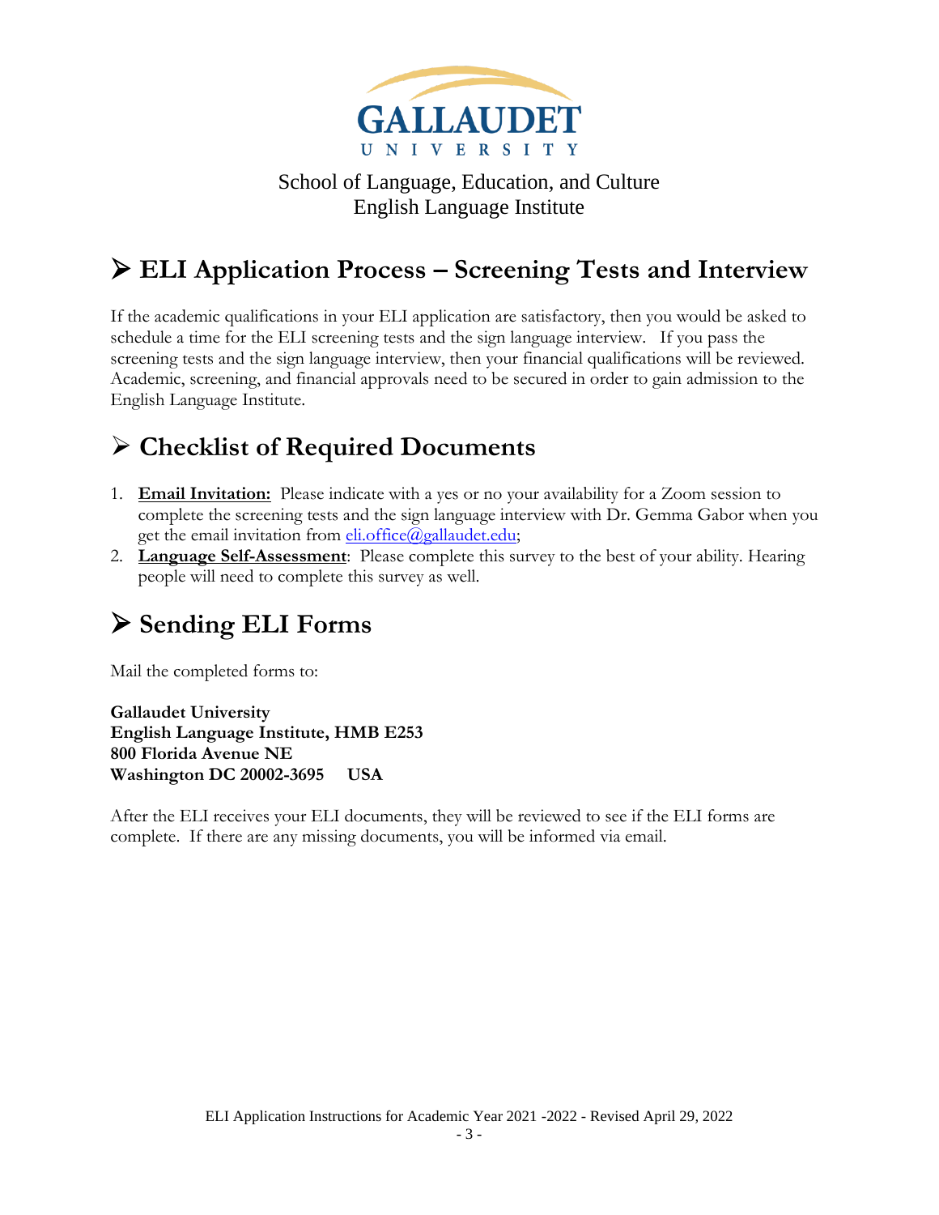GALLAUDET UNIVERSITY

School of Language, Education, and Culture
English Language Institute

## ➢ ELI Application Process – Screening Tests and Interview

If the academic qualifications in your ELI application are satisfactory, then you would be asked to schedule a time for the ELI screening tests and the sign language interview. If you pass the screening tests and the sign language interview, then your financial qualifications will be reviewed. Academic, screening, and financial approvals need to be secured in order to gain admission to the English Language Institute.

## ➢ Checklist of Required Documents

1. **Email Invitation:** Please indicate with a yes or no your availability for a Zoom session to complete the screening tests and the sign language interview with Dr. Gemma Gabor when you get the email invitation from eli.office@gallaudet.edu;
2. **Language Self-Assessment**: Please complete this survey to the best of your ability. Hearing people will need to complete this survey as well.

## ➢ Sending ELI Forms

Mail the completed forms to:

**Gallaudet University**
**English Language Institute, HMB E253**
**800 Florida Avenue NE**
**Washington DC 20002-3695 USA**

After the ELI receives your ELI documents, they will be reviewed to see if the ELI forms are complete. If there are any missing documents, you will be informed via email.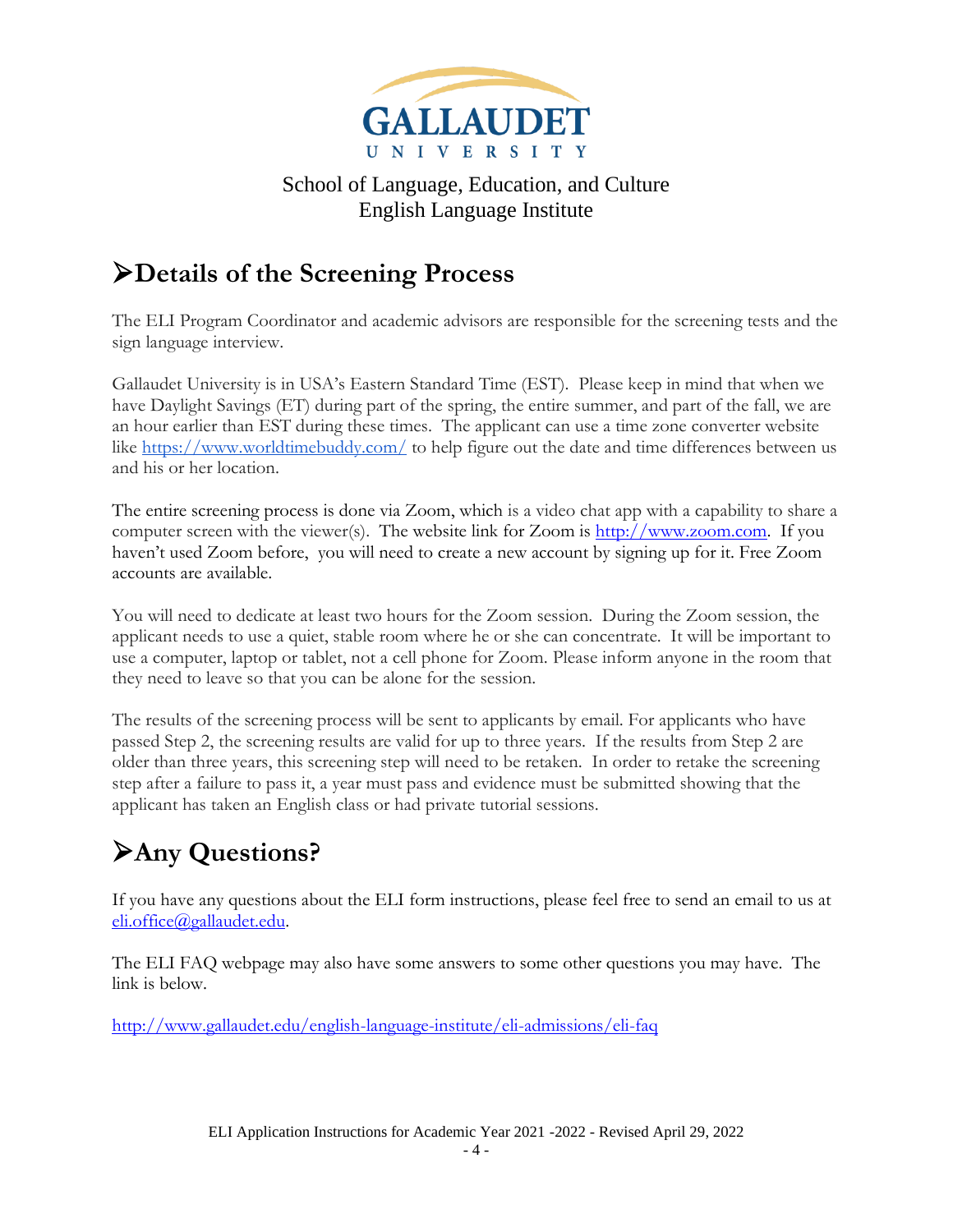GALLAUDET UNIVERSITY

School of Language, Education, and Culture
English Language Institute

## ➢Details of the Screening Process

The ELI Program Coordinator and academic advisors are responsible for the screening tests and the sign language interview.

Gallaudet University is in USA's Eastern Standard Time (EST). Please keep in mind that when we have Daylight Savings (ET) during part of the spring, the entire summer, and part of the fall, we are an hour earlier than EST during these times. The applicant can use a time zone converter website like https://www.worldtimebuddy.com/ to help figure out the date and time differences between us and his or her location.

The entire screening process is done via Zoom, which is a video chat app with a capability to share a computer screen with the viewer(s). The website link for Zoom is http://www.zoom.com. If you haven't used Zoom before, you will need to create a new account by signing up for it. Free Zoom accounts are available.

You will need to dedicate at least two hours for the Zoom session. During the Zoom session, the applicant needs to use a quiet, stable room where he or she can concentrate. It will be important to use a computer, laptop or tablet, not a cell phone for Zoom. Please inform anyone in the room that they need to leave so that you can be alone for the session.

The results of the screening process will be sent to applicants by email. For applicants who have passed Step 2, the screening results are valid for up to three years. If the results from Step 2 are older than three years, this screening step will need to be retaken. In order to retake the screening step after a failure to pass it, a year must pass and evidence must be submitted showing that the applicant has taken an English class or had private tutorial sessions.

## ➢Any Questions?

If you have any questions about the ELI form instructions, please feel free to send an email to us at eli.office@gallaudet.edu.

The ELI FAQ webpage may also have some answers to some other questions you may have. The link is below.

http://www.gallaudet.edu/english-language-institute/eli-admissions/eli-faq